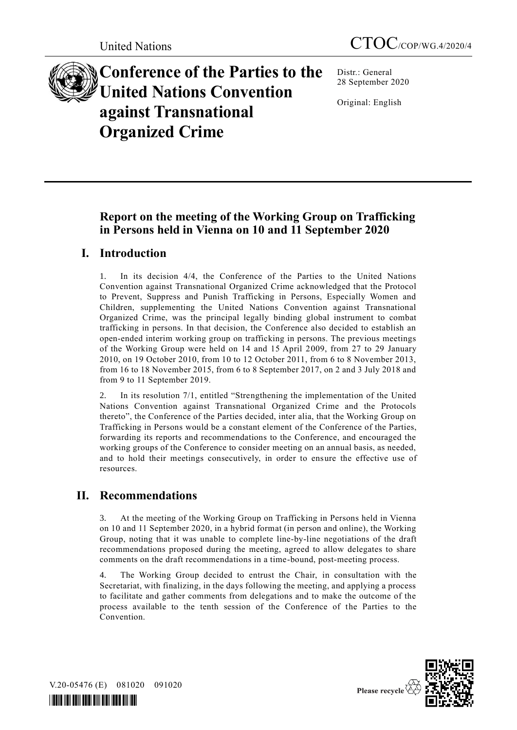United Nations

CTOC/COP/WG.4/2020/4

# Conference of the Parties to the United Nations Convention against Transnational Organized Crime

Distr.: General
28 September 2020

Original: English

## Report on the meeting of the Working Group on Trafficking in Persons held in Vienna on 10 and 11 September 2020

## I. Introduction

1. In its decision 4/4, the Conference of the Parties to the United Nations Convention against Transnational Organized Crime acknowledged that the Protocol to Prevent, Suppress and Punish Trafficking in Persons, Especially Women and Children, supplementing the United Nations Convention against Transnational Organized Crime, was the principal legally binding global instrument to combat trafficking in persons. In that decision, the Conference also decided to establish an open-ended interim working group on trafficking in persons. The previous meetings of the Working Group were held on 14 and 15 April 2009, from 27 to 29 January 2010, on 19 October 2010, from 10 to 12 October 2011, from 6 to 8 November 2013, from 16 to 18 November 2015, from 6 to 8 September 2017, on 2 and 3 July 2018 and from 9 to 11 September 2019.

2. In its resolution 7/1, entitled "Strengthening the implementation of the United Nations Convention against Transnational Organized Crime and the Protocols thereto", the Conference of the Parties decided, inter alia, that the Working Group on Trafficking in Persons would be a constant element of the Conference of the Parties, forwarding its reports and recommendations to the Conference, and encouraged the working groups of the Conference to consider meeting on an annual basis, as needed, and to hold their meetings consecutively, in order to ensure the effective use of resources.

## II. Recommendations

3. At the meeting of the Working Group on Trafficking in Persons held in Vienna on 10 and 11 September 2020, in a hybrid format (in person and online), the Working Group, noting that it was unable to complete line-by-line negotiations of the draft recommendations proposed during the meeting, agreed to allow delegates to share comments on the draft recommendations in a time-bound, post-meeting process.

4. The Working Group decided to entrust the Chair, in consultation with the Secretariat, with finalizing, in the days following the meeting, and applying a process to facilitate and gather comments from delegations and to make the outcome of the process available to the tenth session of the Conference of the Parties to the Convention.

V.20-05476 (E) 081020 091020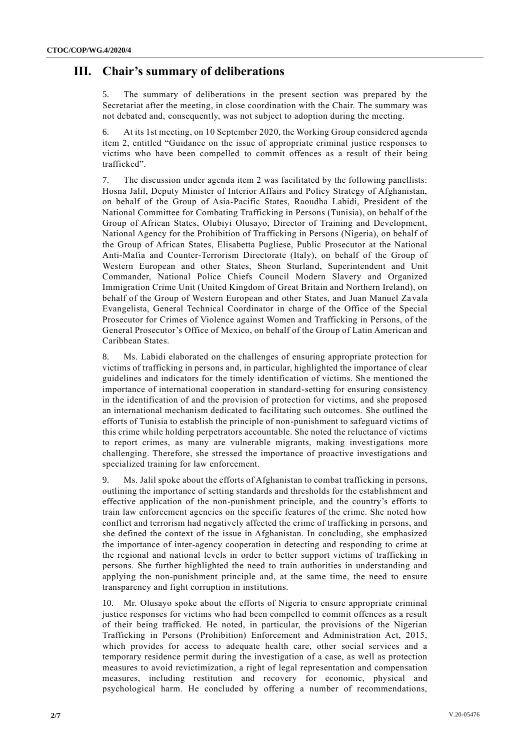## III. Chair's summary of deliberations

5. The summary of deliberations in the present section was prepared by the Secretariat after the meeting, in close coordination with the Chair. The summary was not debated and, consequently, was not subject to adoption during the meeting.

6. At its 1st meeting, on 10 September 2020, the Working Group considered agenda item 2, entitled "Guidance on the issue of appropriate criminal justice responses to victims who have been compelled to commit offences as a result of their being trafficked".

7. The discussion under agenda item 2 was facilitated by the following panellists: Hosna Jalil, Deputy Minister of Interior Affairs and Policy Strategy of Afghanistan, on behalf of the Group of Asia-Pacific States, Raoudha Labidi, President of the National Committee for Combating Trafficking in Persons (Tunisia), on behalf of the Group of African States, Olubiyi Olusayo, Director of Training and Development, National Agency for the Prohibition of Trafficking in Persons (Nigeria), on behalf of the Group of African States, Elisabetta Pugliese, Public Prosecutor at the National Anti-Mafia and Counter-Terrorism Directorate (Italy), on behalf of the Group of Western European and other States, Sheon Sturland, Superintendent and Unit Commander, National Police Chiefs Council Modern Slavery and Organized Immigration Crime Unit (United Kingdom of Great Britain and Northern Ireland), on behalf of the Group of Western European and other States, and Juan Manuel Zavala Evangelista, General Technical Coordinator in charge of the Office of the Special Prosecutor for Crimes of Violence against Women and Trafficking in Persons, of the General Prosecutor's Office of Mexico, on behalf of the Group of Latin American and Caribbean States.

8. Ms. Labidi elaborated on the challenges of ensuring appropriate protection for victims of trafficking in persons and, in particular, highlighted the importance of clear guidelines and indicators for the timely identification of victims. She mentioned the importance of international cooperation in standard-setting for ensuring consistency in the identification of and the provision of protection for victims, and she proposed an international mechanism dedicated to facilitating such outcomes. She outlined the efforts of Tunisia to establish the principle of non-punishment to safeguard victims of this crime while holding perpetrators accountable. She noted the reluctance of victims to report crimes, as many are vulnerable migrants, making investigations more challenging. Therefore, she stressed the importance of proactive investigations and specialized training for law enforcement.

9. Ms. Jalil spoke about the efforts of Afghanistan to combat trafficking in persons, outlining the importance of setting standards and thresholds for the establishment and effective application of the non-punishment principle, and the country's efforts to train law enforcement agencies on the specific features of the crime. She noted how conflict and terrorism had negatively affected the crime of trafficking in persons, and she defined the context of the issue in Afghanistan. In concluding, she emphasized the importance of inter-agency cooperation in detecting and responding to crime at the regional and national levels in order to better support victims of trafficking in persons. She further highlighted the need to train authorities in understanding and applying the non-punishment principle and, at the same time, the need to ensure transparency and fight corruption in institutions.

10. Mr. Olusayo spoke about the efforts of Nigeria to ensure appropriate criminal justice responses for victims who had been compelled to commit offences as a result of their being trafficked. He noted, in particular, the provisions of the Nigerian Trafficking in Persons (Prohibition) Enforcement and Administration Act, 2015, which provides for access to adequate health care, other social services and a temporary residence permit during the investigation of a case, as well as protection measures to avoid revictimization, a right of legal representation and compensation measures, including restitution and recovery for economic, physical and psychological harm. He concluded by offering a number of recommendations,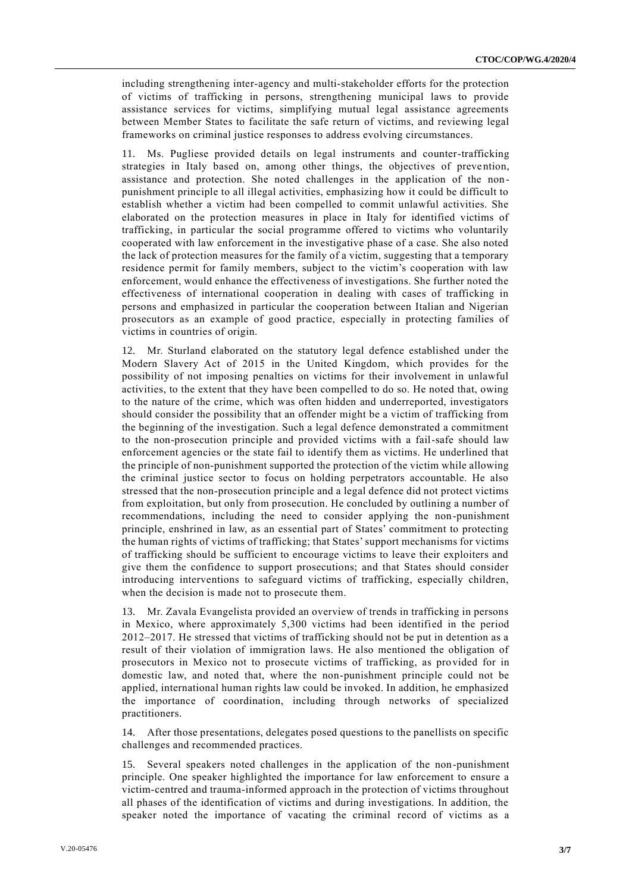including strengthening inter-agency and multi-stakeholder efforts for the protection of victims of trafficking in persons, strengthening municipal laws to provide assistance services for victims, simplifying mutual legal assistance agreements between Member States to facilitate the safe return of victims, and reviewing legal frameworks on criminal justice responses to address evolving circumstances.

11. Ms. Pugliese provided details on legal instruments and counter-trafficking strategies in Italy based on, among other things, the objectives of prevention, assistance and protection. She noted challenges in the application of the non-punishment principle to all illegal activities, emphasizing how it could be difficult to establish whether a victim had been compelled to commit unlawful activities. She elaborated on the protection measures in place in Italy for identified victims of trafficking, in particular the social programme offered to victims who voluntarily cooperated with law enforcement in the investigative phase of a case. She also noted the lack of protection measures for the family of a victim, suggesting that a temporary residence permit for family members, subject to the victim's cooperation with law enforcement, would enhance the effectiveness of investigations. She further noted the effectiveness of international cooperation in dealing with cases of trafficking in persons and emphasized in particular the cooperation between Italian and Nigerian prosecutors as an example of good practice, especially in protecting families of victims in countries of origin.

12. Mr. Sturland elaborated on the statutory legal defence established under the Modern Slavery Act of 2015 in the United Kingdom, which provides for the possibility of not imposing penalties on victims for their involvement in unlawful activities, to the extent that they have been compelled to do so. He noted that, owing to the nature of the crime, which was often hidden and underreported, investigators should consider the possibility that an offender might be a victim of trafficking from the beginning of the investigation. Such a legal defence demonstrated a commitment to the non-prosecution principle and provided victims with a fail-safe should law enforcement agencies or the state fail to identify them as victims. He underlined that the principle of non-punishment supported the protection of the victim while allowing the criminal justice sector to focus on holding perpetrators accountable. He also stressed that the non-prosecution principle and a legal defence did not protect victims from exploitation, but only from prosecution. He concluded by outlining a number of recommendations, including the need to consider applying the non-punishment principle, enshrined in law, as an essential part of States' commitment to protecting the human rights of victims of trafficking; that States' support mechanisms for victims of trafficking should be sufficient to encourage victims to leave their exploiters and give them the confidence to support prosecutions; and that States should consider introducing interventions to safeguard victims of trafficking, especially children, when the decision is made not to prosecute them.

13. Mr. Zavala Evangelista provided an overview of trends in trafficking in persons in Mexico, where approximately 5,300 victims had been identified in the period 2012–2017. He stressed that victims of trafficking should not be put in detention as a result of their violation of immigration laws. He also mentioned the obligation of prosecutors in Mexico not to prosecute victims of trafficking, as provided for in domestic law, and noted that, where the non-punishment principle could not be applied, international human rights law could be invoked. In addition, he emphasized the importance of coordination, including through networks of specialized practitioners.

14. After those presentations, delegates posed questions to the panellists on specific challenges and recommended practices.

15. Several speakers noted challenges in the application of the non-punishment principle. One speaker highlighted the importance for law enforcement to ensure a victim-centred and trauma-informed approach in the protection of victims throughout all phases of the identification of victims and during investigations. In addition, the speaker noted the importance of vacating the criminal record of victims as a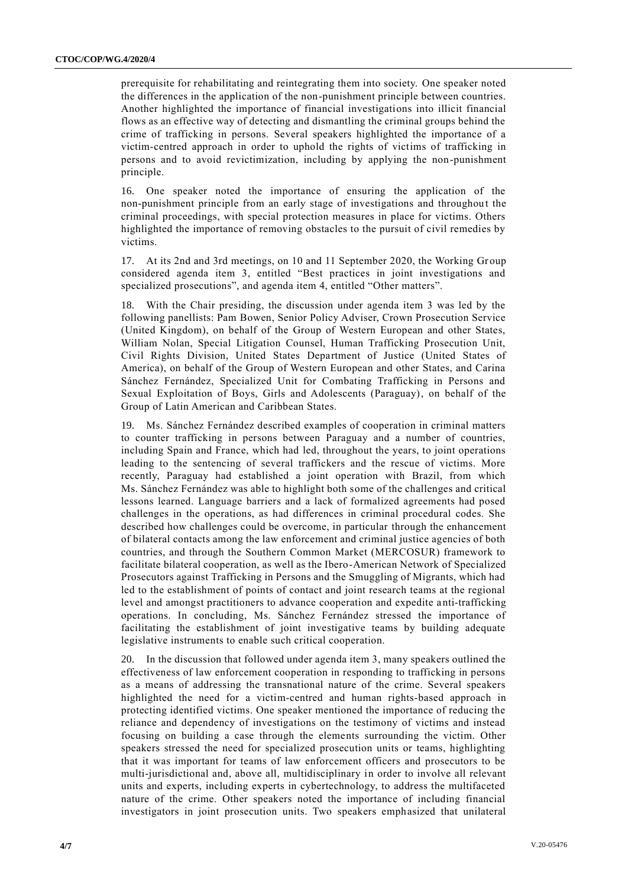prerequisite for rehabilitating and reintegrating them into society. One speaker noted the differences in the application of the non-punishment principle between countries. Another highlighted the importance of financial investigations into illicit financial flows as an effective way of detecting and dismantling the criminal groups behind the crime of trafficking in persons. Several speakers highlighted the importance of a victim-centred approach in order to uphold the rights of victims of trafficking in persons and to avoid revictimization, including by applying the non-punishment principle.

16. One speaker noted the importance of ensuring the application of the non-punishment principle from an early stage of investigations and throughout the criminal proceedings, with special protection measures in place for victims. Others highlighted the importance of removing obstacles to the pursuit of civil remedies by victims.

17. At its 2nd and 3rd meetings, on 10 and 11 September 2020, the Working Group considered agenda item 3, entitled "Best practices in joint investigations and specialized prosecutions", and agenda item 4, entitled "Other matters".

18. With the Chair presiding, the discussion under agenda item 3 was led by the following panellists: Pam Bowen, Senior Policy Adviser, Crown Prosecution Service (United Kingdom), on behalf of the Group of Western European and other States, William Nolan, Special Litigation Counsel, Human Trafficking Prosecution Unit, Civil Rights Division, United States Department of Justice (United States of America), on behalf of the Group of Western European and other States, and Carina Sánchez Fernández, Specialized Unit for Combating Trafficking in Persons and Sexual Exploitation of Boys, Girls and Adolescents (Paraguay), on behalf of the Group of Latin American and Caribbean States.

19. Ms. Sánchez Fernández described examples of cooperation in criminal matters to counter trafficking in persons between Paraguay and a number of countries, including Spain and France, which had led, throughout the years, to joint operations leading to the sentencing of several traffickers and the rescue of victims. More recently, Paraguay had established a joint operation with Brazil, from which Ms. Sánchez Fernández was able to highlight both some of the challenges and critical lessons learned. Language barriers and a lack of formalized agreements had posed challenges in the operations, as had differences in criminal procedural codes. She described how challenges could be overcome, in particular through the enhancement of bilateral contacts among the law enforcement and criminal justice agencies of both countries, and through the Southern Common Market (MERCOSUR) framework to facilitate bilateral cooperation, as well as the Ibero-American Network of Specialized Prosecutors against Trafficking in Persons and the Smuggling of Migrants, which had led to the establishment of points of contact and joint research teams at the regional level and amongst practitioners to advance cooperation and expedite anti-trafficking operations. In concluding, Ms. Sánchez Fernández stressed the importance of facilitating the establishment of joint investigative teams by building adequate legislative instruments to enable such critical cooperation.

20. In the discussion that followed under agenda item 3, many speakers outlined the effectiveness of law enforcement cooperation in responding to trafficking in persons as a means of addressing the transnational nature of the crime. Several speakers highlighted the need for a victim-centred and human rights-based approach in protecting identified victims. One speaker mentioned the importance of reducing the reliance and dependency of investigations on the testimony of victims and instead focusing on building a case through the elements surrounding the victim. Other speakers stressed the need for specialized prosecution units or teams, highlighting that it was important for teams of law enforcement officers and prosecutors to be multi-jurisdictional and, above all, multidisciplinary in order to involve all relevant units and experts, including experts in cybertechnology, to address the multifaceted nature of the crime. Other speakers noted the importance of including financial investigators in joint prosecution units. Two speakers emphasized that unilateral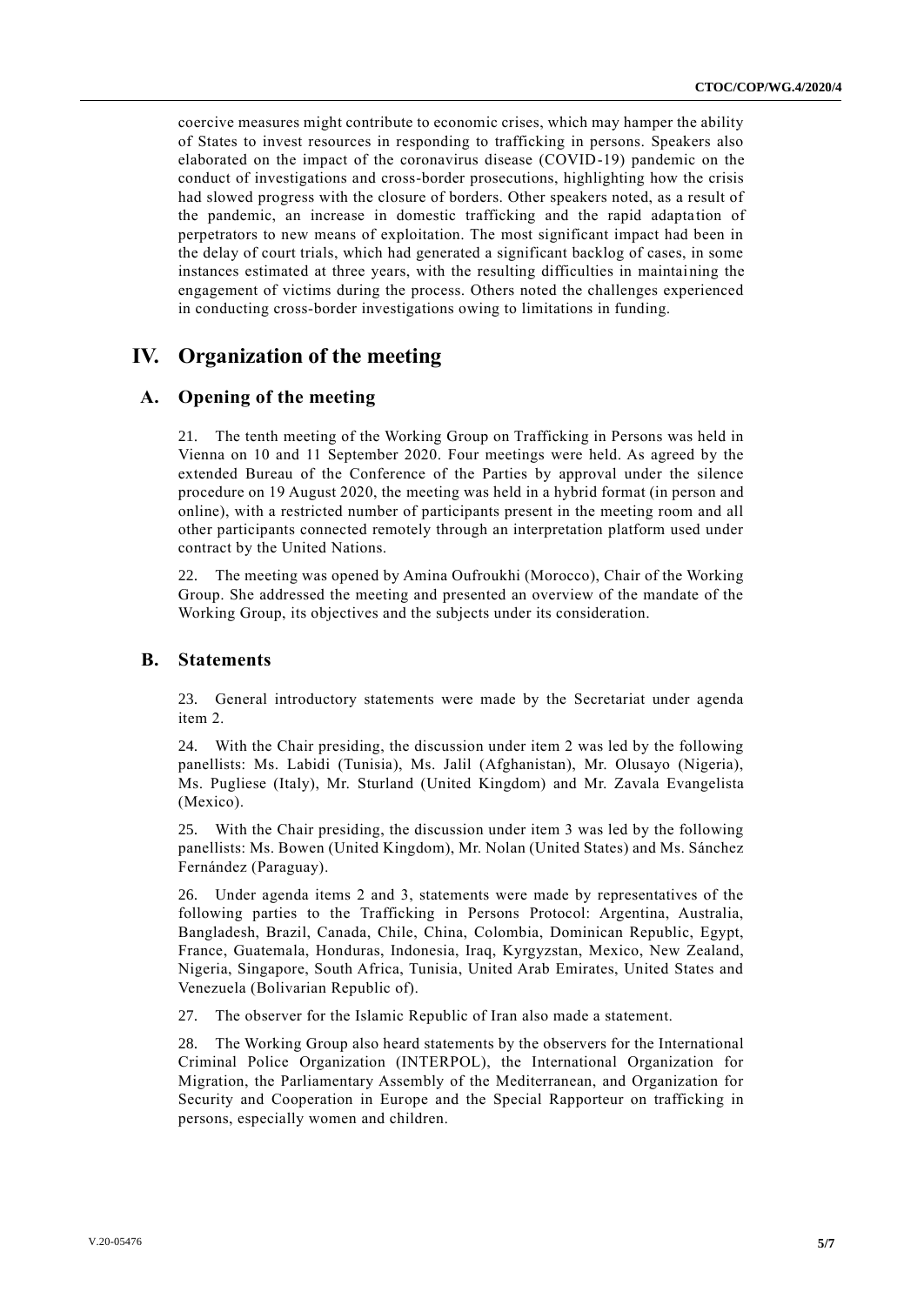coercive measures might contribute to economic crises, which may hamper the ability of States to invest resources in responding to trafficking in persons. Speakers also elaborated on the impact of the coronavirus disease (COVID-19) pandemic on the conduct of investigations and cross-border prosecutions, highlighting how the crisis had slowed progress with the closure of borders. Other speakers noted, as a result of the pandemic, an increase in domestic trafficking and the rapid adaptation of perpetrators to new means of exploitation. The most significant impact had been in the delay of court trials, which had generated a significant backlog of cases, in some instances estimated at three years, with the resulting difficulties in maintaining the engagement of victims during the process. Others noted the challenges experienced in conducting cross-border investigations owing to limitations in funding.

# IV. Organization of the meeting

## A. Opening of the meeting

21. The tenth meeting of the Working Group on Trafficking in Persons was held in Vienna on 10 and 11 September 2020. Four meetings were held. As agreed by the extended Bureau of the Conference of the Parties by approval under the silence procedure on 19 August 2020, the meeting was held in a hybrid format (in person and online), with a restricted number of participants present in the meeting room and all other participants connected remotely through an interpretation platform used under contract by the United Nations.

22. The meeting was opened by Amina Oufroukhi (Morocco), Chair of the Working Group. She addressed the meeting and presented an overview of the mandate of the Working Group, its objectives and the subjects under its consideration.

## B. Statements

23. General introductory statements were made by the Secretariat under agenda item 2.

24. With the Chair presiding, the discussion under item 2 was led by the following panellists: Ms. Labidi (Tunisia), Ms. Jalil (Afghanistan), Mr. Olusayo (Nigeria), Ms. Pugliese (Italy), Mr. Sturland (United Kingdom) and Mr. Zavala Evangelista (Mexico).

25. With the Chair presiding, the discussion under item 3 was led by the following panellists: Ms. Bowen (United Kingdom), Mr. Nolan (United States) and Ms. Sánchez Fernández (Paraguay).

26. Under agenda items 2 and 3, statements were made by representatives of the following parties to the Trafficking in Persons Protocol: Argentina, Australia, Bangladesh, Brazil, Canada, Chile, China, Colombia, Dominican Republic, Egypt, France, Guatemala, Honduras, Indonesia, Iraq, Kyrgyzstan, Mexico, New Zealand, Nigeria, Singapore, South Africa, Tunisia, United Arab Emirates, United States and Venezuela (Bolivarian Republic of).

27. The observer for the Islamic Republic of Iran also made a statement.

28. The Working Group also heard statements by the observers for the International Criminal Police Organization (INTERPOL), the International Organization for Migration, the Parliamentary Assembly of the Mediterranean, and Organization for Security and Cooperation in Europe and the Special Rapporteur on trafficking in persons, especially women and children.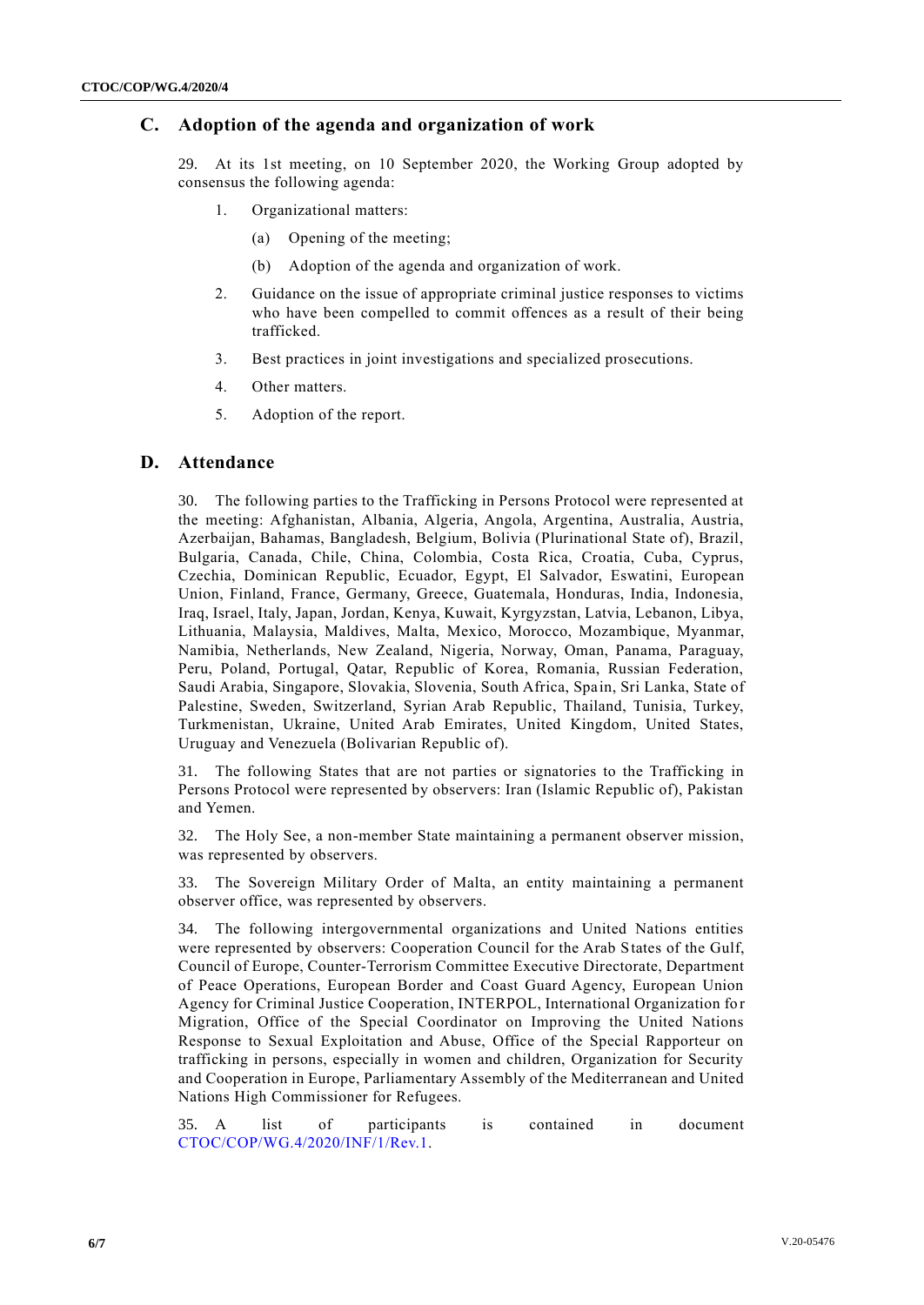## C. Adoption of the agenda and organization of work

29. At its 1st meeting, on 10 September 2020, the Working Group adopted by consensus the following agenda:

1. Organizational matters:

   (a) Opening of the meeting;

   (b) Adoption of the agenda and organization of work.

2. Guidance on the issue of appropriate criminal justice responses to victims who have been compelled to commit offences as a result of their being trafficked.

3. Best practices in joint investigations and specialized prosecutions.

4. Other matters.

5. Adoption of the report.

## D. Attendance

30. The following parties to the Trafficking in Persons Protocol were represented at the meeting: Afghanistan, Albania, Algeria, Angola, Argentina, Australia, Austria, Azerbaijan, Bahamas, Bangladesh, Belgium, Bolivia (Plurinational State of), Brazil, Bulgaria, Canada, Chile, China, Colombia, Costa Rica, Croatia, Cuba, Cyprus, Czechia, Dominican Republic, Ecuador, Egypt, El Salvador, Eswatini, European Union, Finland, France, Germany, Greece, Guatemala, Honduras, India, Indonesia, Iraq, Israel, Italy, Japan, Jordan, Kenya, Kuwait, Kyrgyzstan, Latvia, Lebanon, Libya, Lithuania, Malaysia, Maldives, Malta, Mexico, Morocco, Mozambique, Myanmar, Namibia, Netherlands, New Zealand, Nigeria, Norway, Oman, Panama, Paraguay, Peru, Poland, Portugal, Qatar, Republic of Korea, Romania, Russian Federation, Saudi Arabia, Singapore, Slovakia, Slovenia, South Africa, Spain, Sri Lanka, State of Palestine, Sweden, Switzerland, Syrian Arab Republic, Thailand, Tunisia, Turkey, Turkmenistan, Ukraine, United Arab Emirates, United Kingdom, United States, Uruguay and Venezuela (Bolivarian Republic of).

31. The following States that are not parties or signatories to the Trafficking in Persons Protocol were represented by observers: Iran (Islamic Republic of), Pakistan and Yemen.

32. The Holy See, a non-member State maintaining a permanent observer mission, was represented by observers.

33. The Sovereign Military Order of Malta, an entity maintaining a permanent observer office, was represented by observers.

34. The following intergovernmental organizations and United Nations entities were represented by observers: Cooperation Council for the Arab States of the Gulf, Council of Europe, Counter-Terrorism Committee Executive Directorate, Department of Peace Operations, European Border and Coast Guard Agency, European Union Agency for Criminal Justice Cooperation, INTERPOL, International Organization for Migration, Office of the Special Coordinator on Improving the United Nations Response to Sexual Exploitation and Abuse, Office of the Special Rapporteur on trafficking in persons, especially in women and children, Organization for Security and Cooperation in Europe, Parliamentary Assembly of the Mediterranean and United Nations High Commissioner for Refugees.

35. A list of participants is contained in document CTOC/COP/WG.4/2020/INF/1/Rev.1.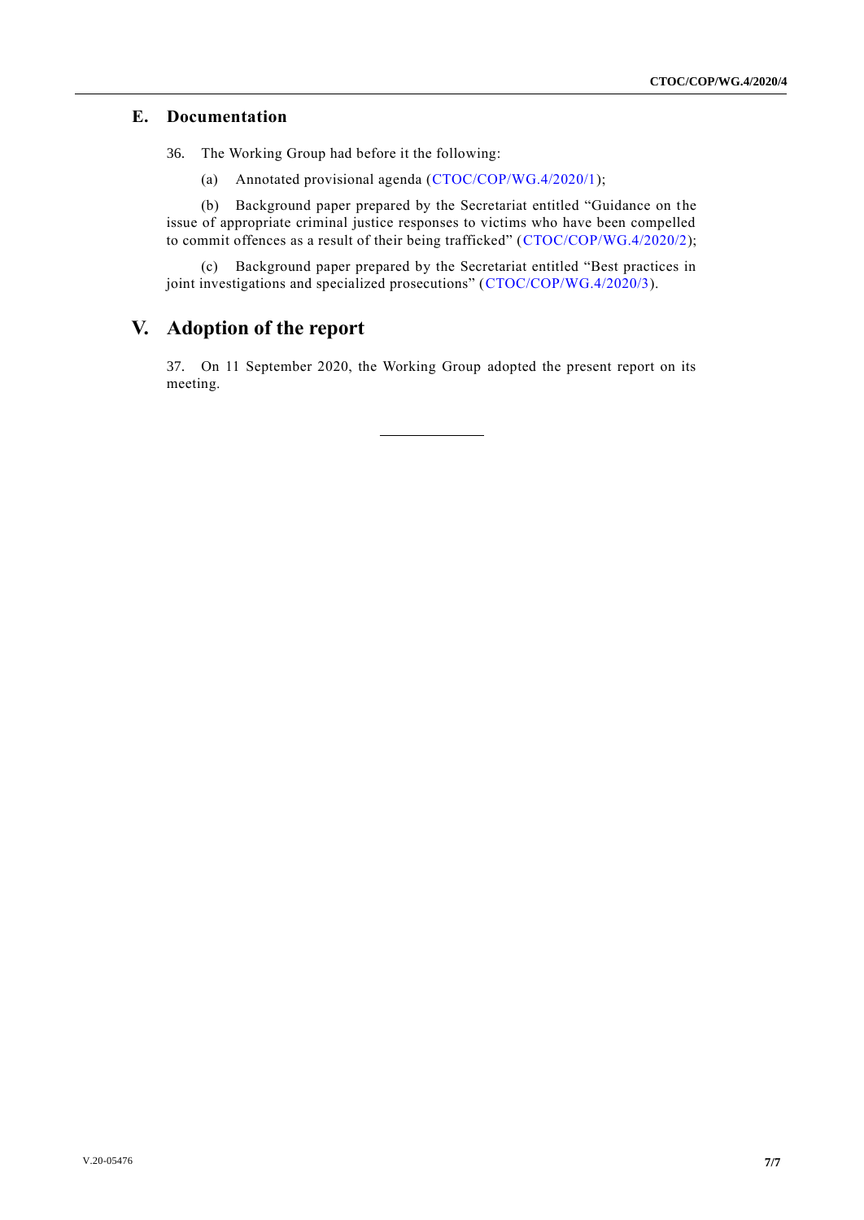### E. Documentation

36. The Working Group had before it the following:

(a) Annotated provisional agenda (CTOC/COP/WG.4/2020/1);

(b) Background paper prepared by the Secretariat entitled "Guidance on the issue of appropriate criminal justice responses to victims who have been compelled to commit offences as a result of their being trafficked" (CTOC/COP/WG.4/2020/2);

(c) Background paper prepared by the Secretariat entitled "Best practices in joint investigations and specialized prosecutions" (CTOC/COP/WG.4/2020/3).

## V. Adoption of the report

37. On 11 September 2020, the Working Group adopted the present report on its meeting.